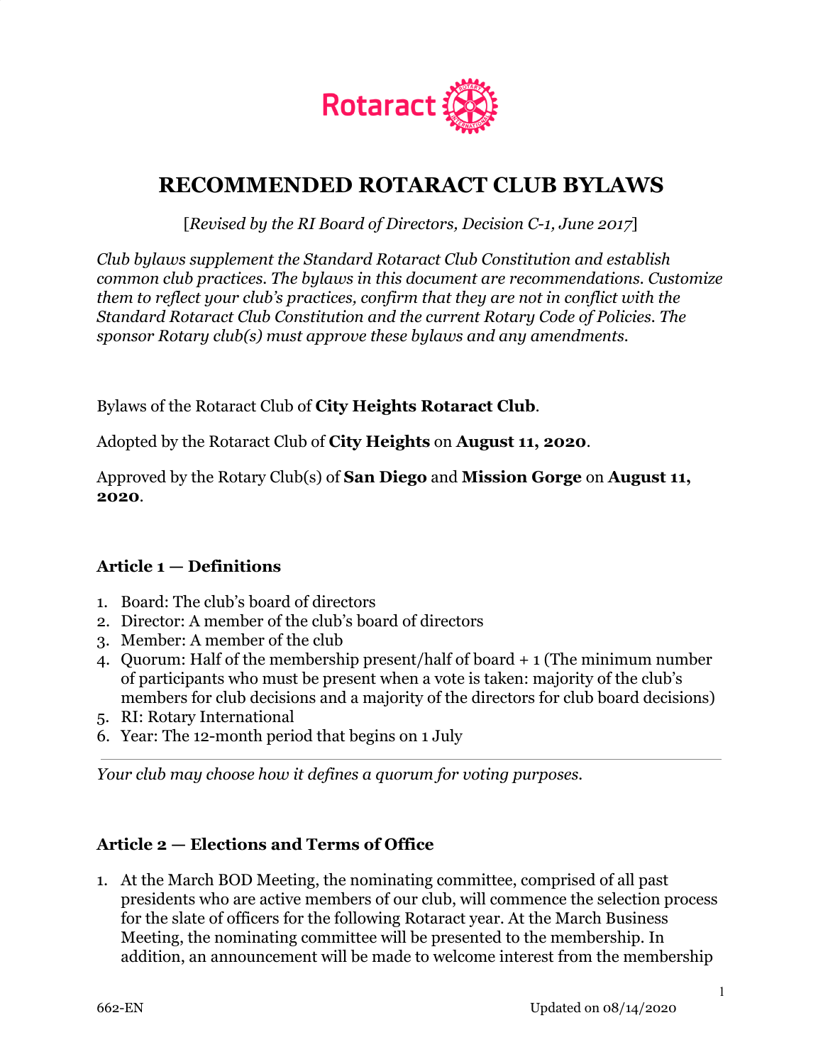Rotaract

# RECOMMENDED ROTARACT CLUB BYLAWS

[*Revised by the RI Board of Directors, Decision C-1, June 2017*]

*Club bylaws supplement the Standard Rotaract Club Constitution and establish common club practices. The bylaws in this document are recommendations. Customize them to reflect your club's practices, confirm that they are not in conflict with the Standard Rotaract Club Constitution and the current Rotary Code of Policies. The sponsor Rotary club(s) must approve these bylaws and any amendments.*

Bylaws of the Rotaract Club of **City Heights Rotaract Club**.

Adopted by the Rotaract Club of **City Heights** on **August 11, 2020**.

Approved by the Rotary Club(s) of **San Diego** and **Mission Gorge** on **August 11, 2020**.

### Article 1 — Definitions

1. Board: The club's board of directors
2. Director: A member of the club's board of directors
3. Member: A member of the club
4. Quorum: Half of the membership present/half of board + 1 (The minimum number of participants who must be present when a vote is taken: majority of the club's members for club decisions and a majority of the directors for club board decisions)
5. RI: Rotary International
6. Year: The 12-month period that begins on 1 July

---

*Your club may choose how it defines a quorum for voting purposes.*

### Article 2 — Elections and Terms of Office

1. At the March BOD Meeting, the nominating committee, comprised of all past presidents who are active members of our club, will commence the selection process for the slate of officers for the following Rotaract year. At the March Business Meeting, the nominating committee will be presented to the membership. In addition, an announcement will be made to welcome interest from the membership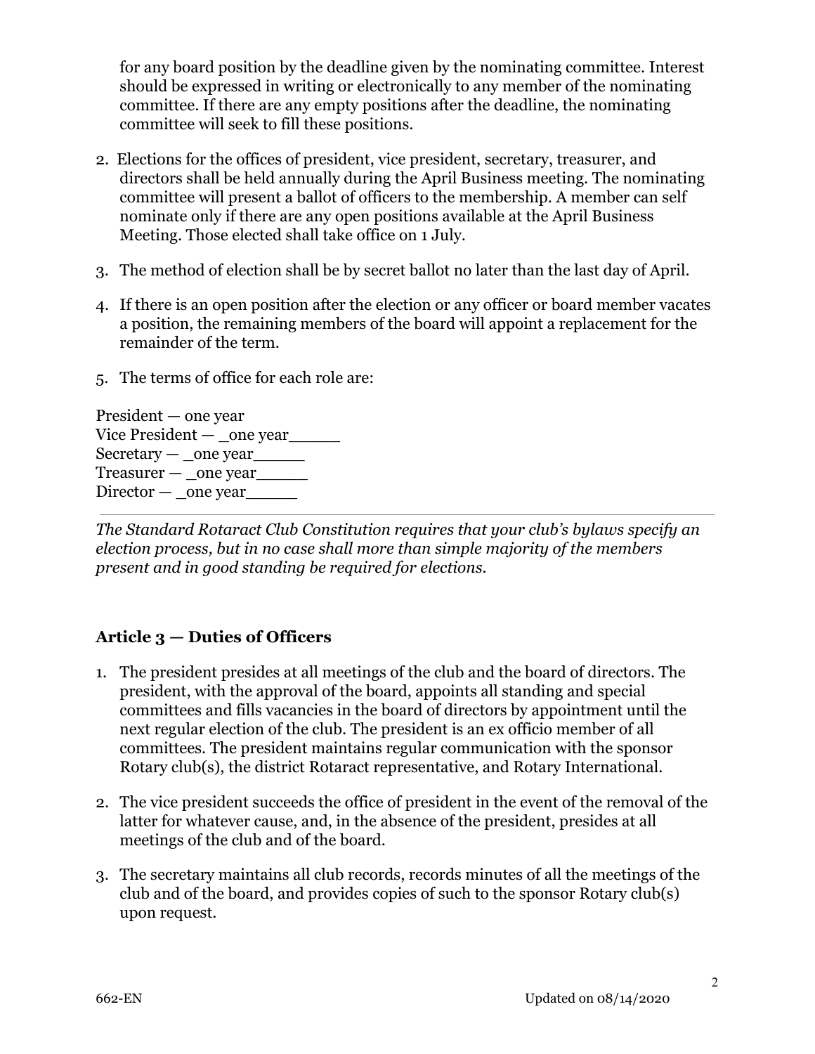for any board position by the deadline given by the nominating committee. Interest should be expressed in writing or electronically to any member of the nominating committee. If there are any empty positions after the deadline, the nominating committee will seek to fill these positions.

2. Elections for the offices of president, vice president, secretary, treasurer, and directors shall be held annually during the April Business meeting. The nominating committee will present a ballot of officers to the membership. A member can self nominate only if there are any open positions available at the April Business Meeting. Those elected shall take office on 1 July.

3. The method of election shall be by secret ballot no later than the last day of April.

4. If there is an open position after the election or any officer or board member vacates a position, the remaining members of the board will appoint a replacement for the remainder of the term.

5. The terms of office for each role are:

President — one year
Vice President — _one year_____
Secretary — _one year_____
Treasurer — _one year_____
Director — _one year_____

---

*The Standard Rotaract Club Constitution requires that your club's bylaws specify an election process, but in no case shall more than simple majority of the members present and in good standing be required for elections.*

### Article 3 — Duties of Officers

1. The president presides at all meetings of the club and the board of directors. The president, with the approval of the board, appoints all standing and special committees and fills vacancies in the board of directors by appointment until the next regular election of the club. The president is an ex officio member of all committees. The president maintains regular communication with the sponsor Rotary club(s), the district Rotaract representative, and Rotary International.

2. The vice president succeeds the office of president in the event of the removal of the latter for whatever cause, and, in the absence of the president, presides at all meetings of the club and of the board.

3. The secretary maintains all club records, records minutes of all the meetings of the club and of the board, and provides copies of such to the sponsor Rotary club(s) upon request.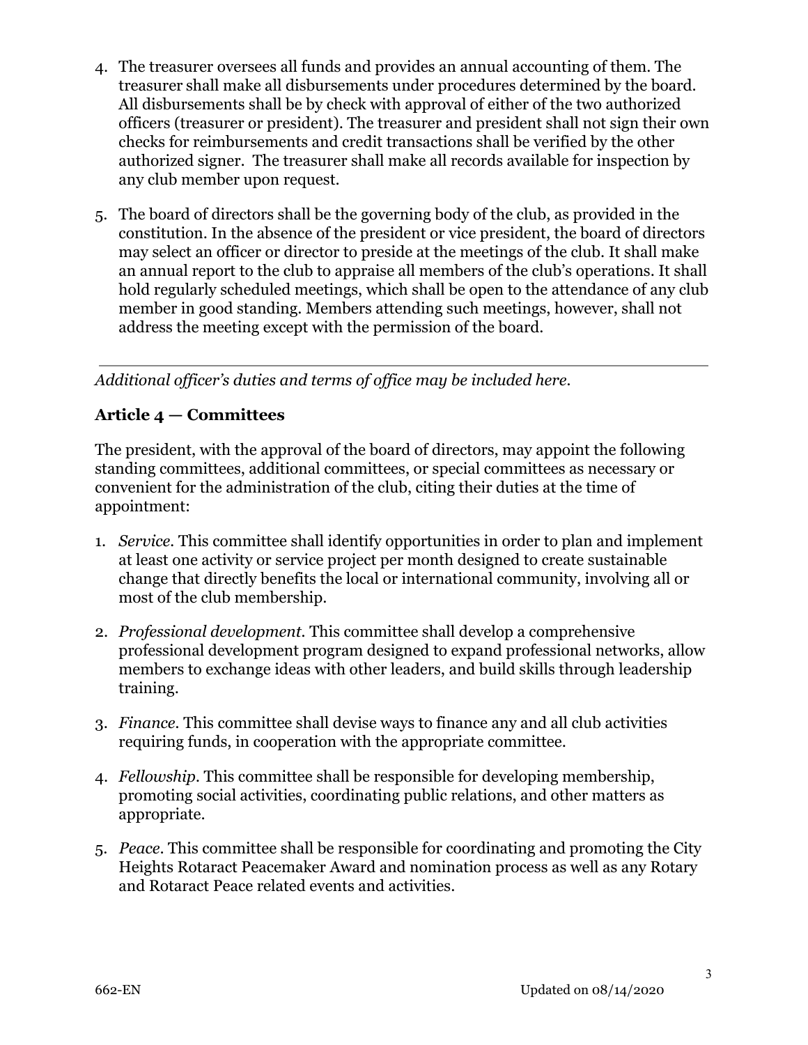4. The treasurer oversees all funds and provides an annual accounting of them. The treasurer shall make all disbursements under procedures determined by the board. All disbursements shall be by check with approval of either of the two authorized officers (treasurer or president). The treasurer and president shall not sign their own checks for reimbursements and credit transactions shall be verified by the other authorized signer. The treasurer shall make all records available for inspection by any club member upon request.

5. The board of directors shall be the governing body of the club, as provided in the constitution. In the absence of the president or vice president, the board of directors may select an officer or director to preside at the meetings of the club. It shall make an annual report to the club to appraise all members of the club's operations. It shall hold regularly scheduled meetings, which shall be open to the attendance of any club member in good standing. Members attending such meetings, however, shall not address the meeting except with the permission of the board.

---

*Additional officer's duties and terms of office may be included here.*

## Article 4 — Committees

The president, with the approval of the board of directors, may appoint the following standing committees, additional committees, or special committees as necessary or convenient for the administration of the club, citing their duties at the time of appointment:

1. *Service*. This committee shall identify opportunities in order to plan and implement at least one activity or service project per month designed to create sustainable change that directly benefits the local or international community, involving all or most of the club membership.

2. *Professional development*. This committee shall develop a comprehensive professional development program designed to expand professional networks, allow members to exchange ideas with other leaders, and build skills through leadership training.

3. *Finance*. This committee shall devise ways to finance any and all club activities requiring funds, in cooperation with the appropriate committee.

4. *Fellowship*. This committee shall be responsible for developing membership, promoting social activities, coordinating public relations, and other matters as appropriate.

5. *Peace*. This committee shall be responsible for coordinating and promoting the City Heights Rotaract Peacemaker Award and nomination process as well as any Rotary and Rotaract Peace related events and activities.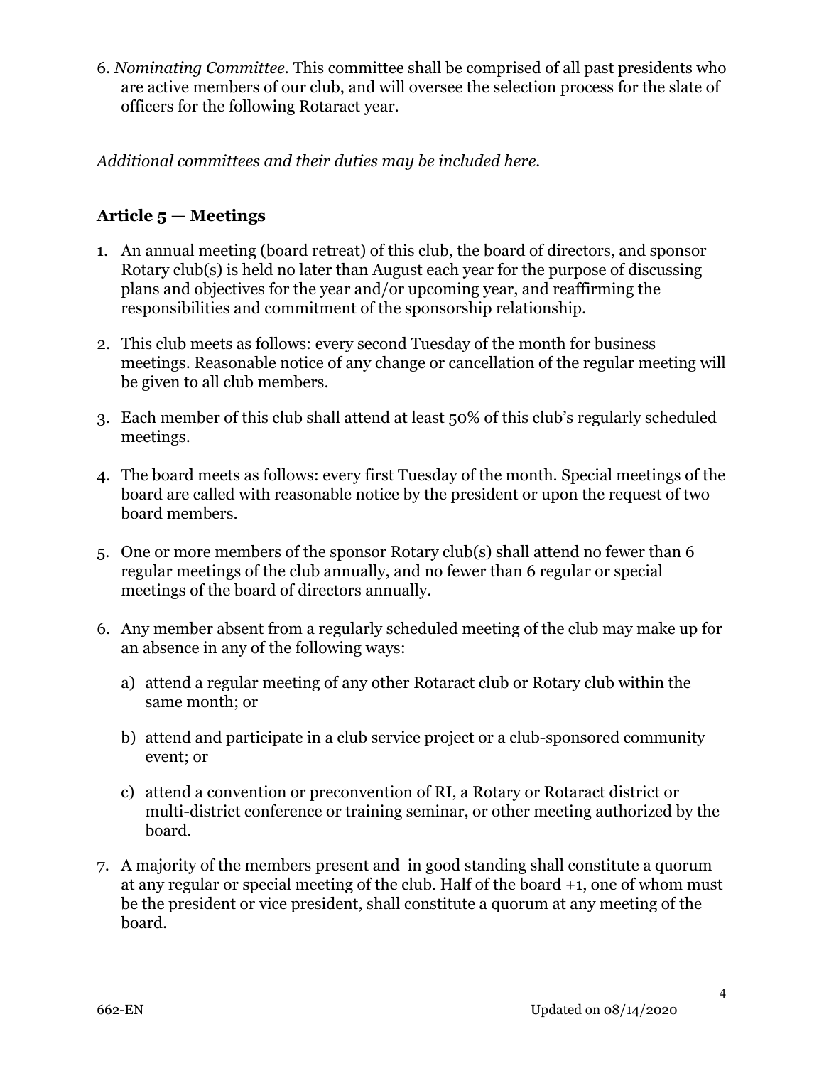6. *Nominating Committee.* This committee shall be comprised of all past presidents who are active members of our club, and will oversee the selection process for the slate of officers for the following Rotaract year.

---

*Additional committees and their duties may be included here.*

## Article 5 — Meetings

1. An annual meeting (board retreat) of this club, the board of directors, and sponsor Rotary club(s) is held no later than August each year for the purpose of discussing plans and objectives for the year and/or upcoming year, and reaffirming the responsibilities and commitment of the sponsorship relationship.

2. This club meets as follows: every second Tuesday of the month for business meetings. Reasonable notice of any change or cancellation of the regular meeting will be given to all club members.

3. Each member of this club shall attend at least 50% of this club's regularly scheduled meetings.

4. The board meets as follows: every first Tuesday of the month. Special meetings of the board are called with reasonable notice by the president or upon the request of two board members.

5. One or more members of the sponsor Rotary club(s) shall attend no fewer than 6 regular meetings of the club annually, and no fewer than 6 regular or special meetings of the board of directors annually.

6. Any member absent from a regularly scheduled meeting of the club may make up for an absence in any of the following ways:

   a) attend a regular meeting of any other Rotaract club or Rotary club within the same month; or

   b) attend and participate in a club service project or a club-sponsored community event; or

   c) attend a convention or preconvention of RI, a Rotary or Rotaract district or multi-district conference or training seminar, or other meeting authorized by the board.

7. A majority of the members present and in good standing shall constitute a quorum at any regular or special meeting of the club. Half of the board +1, one of whom must be the president or vice president, shall constitute a quorum at any meeting of the board.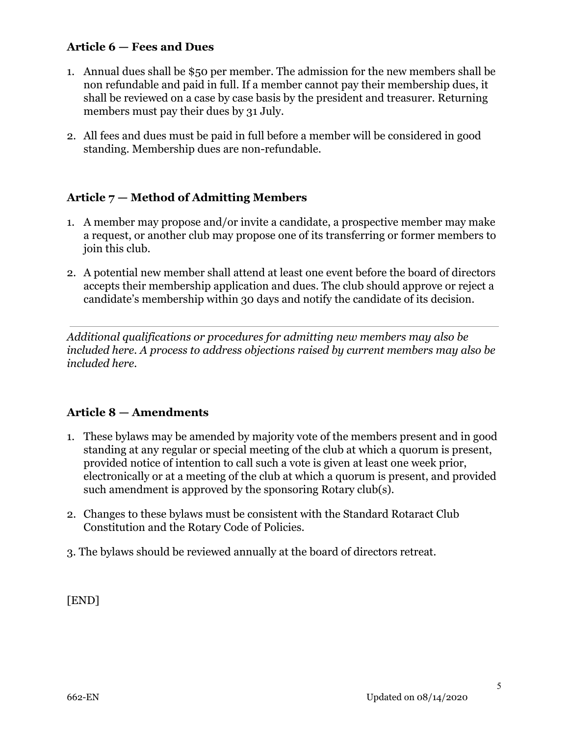### Article 6 — Fees and Dues

1. Annual dues shall be $50 per member. The admission for the new members shall be non refundable and paid in full. If a member cannot pay their membership dues, it shall be reviewed on a case by case basis by the president and treasurer. Returning members must pay their dues by 31 July.
2. All fees and dues must be paid in full before a member will be considered in good standing. Membership dues are non-refundable.

### Article 7 — Method of Admitting Members

1. A member may propose and/or invite a candidate, a prospective member may make a request, or another club may propose one of its transferring or former members to join this club.
2. A potential new member shall attend at least one event before the board of directors accepts their membership application and dues. The club should approve or reject a candidate's membership within 30 days and notify the candidate of its decision.

---

*Additional qualifications or procedures for admitting new members may also be included here. A process to address objections raised by current members may also be included here.*

### Article 8 — Amendments

1. These bylaws may be amended by majority vote of the members present and in good standing at any regular or special meeting of the club at which a quorum is present, provided notice of intention to call such a vote is given at least one week prior, electronically or at a meeting of the club at which a quorum is present, and provided such amendment is approved by the sponsoring Rotary club(s).
2. Changes to these bylaws must be consistent with the Standard Rotaract Club Constitution and the Rotary Code of Policies.
3. The bylaws should be reviewed annually at the board of directors retreat.

[END]

662-EN Updated on 08/14/2020